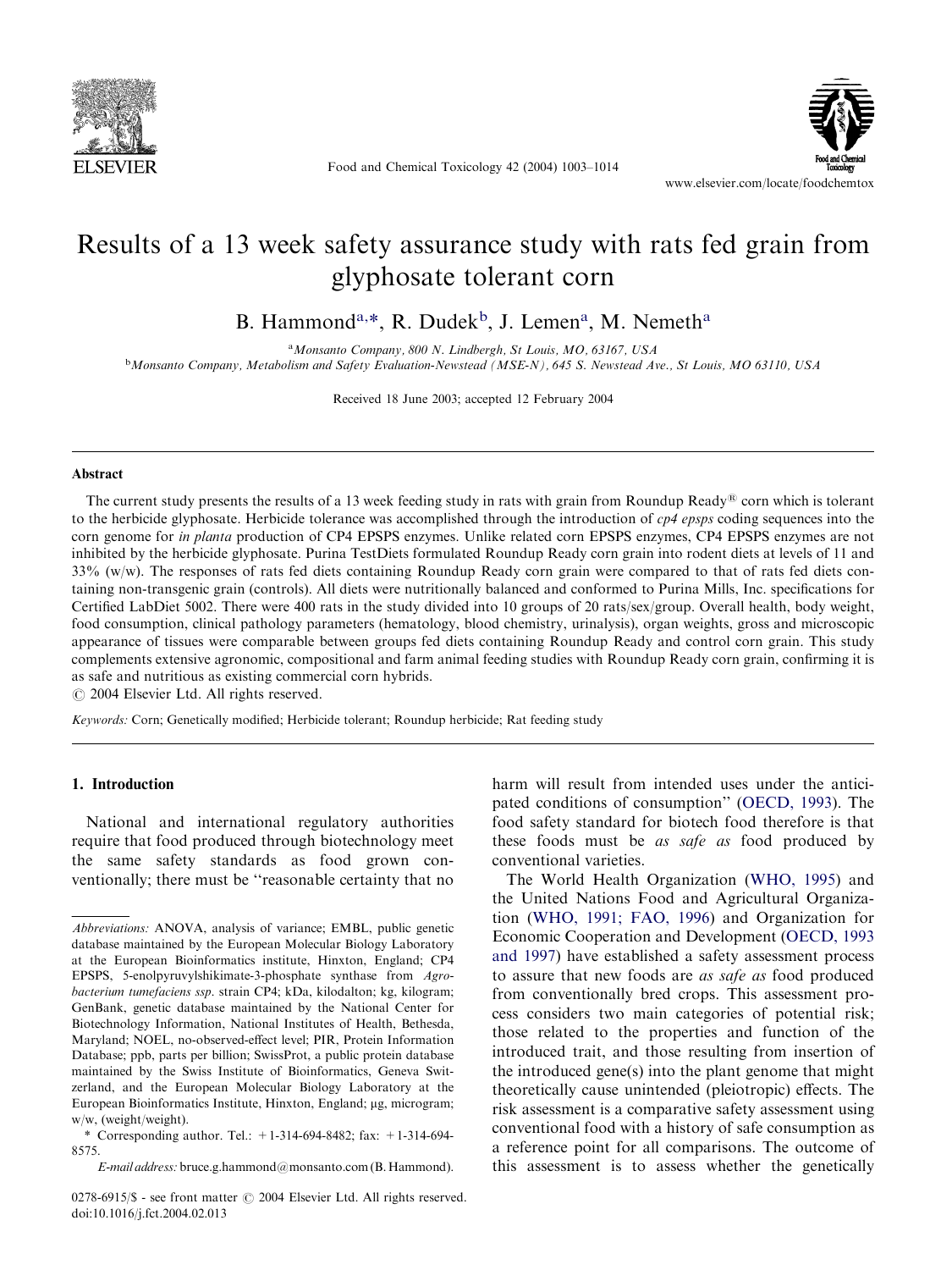# Results of a 13 week safety assurance study with rats fed grain from glyphosate tolerant corn

B. Hammond[a,*], R. Dudek[b], J. Lemen[a], M. Nemeth[a]

[a] Monsanto Company, 800 N. Lindbergh, St Louis, MO, 63167, USA

[b] Monsanto Company, Metabolism and Safety Evaluation-Newstead (MSE-N), 645 S. Newstead Ave., St Louis, MO 63110, USA

Received 18 June 2003; accepted 12 February 2004

## Abstract

The current study presents the results of a 13 week feeding study in rats with grain from Roundup Ready® corn which is tolerant to the herbicide glyphosate. Herbicide tolerance was accomplished through the introduction of *cp4 epsps* coding sequences into the corn genome for *in planta* production of CP4 EPSPS enzymes. Unlike related corn EPSPS enzymes, CP4 EPSPS enzymes are not inhibited by the herbicide glyphosate. Purina TestDiets formulated Roundup Ready corn grain into rodent diets at levels of 11 and 33% (w/w). The responses of rats fed diets containing Roundup Ready corn grain were compared to that of rats fed diets containing non-transgenic grain (controls). All diets were nutritionally balanced and conformed to Purina Mills, Inc. specifications for Certified LabDiet 5002. There were 400 rats in the study divided into 10 groups of 20 rats/sex/group. Overall health, body weight, food consumption, clinical pathology parameters (hematology, blood chemistry, urinalysis), organ weights, gross and microscopic appearance of tissues were comparable between groups fed diets containing Roundup Ready and control corn grain. This study complements extensive agronomic, compositional and farm animal feeding studies with Roundup Ready corn grain, confirming it is as safe and nutritious as existing commercial corn hybrids.

© 2004 Elsevier Ltd. All rights reserved.

*Keywords:* Corn; Genetically modified; Herbicide tolerant; Roundup herbicide; Rat feeding study

## 1. Introduction

National and international regulatory authorities require that food produced through biotechnology meet the same safety standards as food grown conventionally; there must be "reasonable certainty that no harm will result from intended uses under the anticipated conditions of consumption" (OECD, 1993). The food safety standard for biotech food therefore is that these foods must be *as safe as* food produced by conventional varieties.

The World Health Organization (WHO, 1995) and the United Nations Food and Agricultural Organization (WHO, 1991; FAO, 1996) and Organization for Economic Cooperation and Development (OECD, 1993 and 1997) have established a safety assessment process to assure that new foods are *as safe as* food produced from conventionally bred crops. This assessment process considers two main categories of potential risk; those related to the properties and function of the introduced trait, and those resulting from insertion of the introduced gene(s) into the plant genome that might theoretically cause unintended (pleiotropic) effects. The risk assessment is a comparative safety assessment using conventional food with a history of safe consumption as a reference point for all comparisons. The outcome of this assessment is to assess whether the genetically

---

*Abbreviations:* ANOVA, analysis of variance; EMBL, public genetic database maintained by the European Molecular Biology Laboratory at the European Bioinformatics institute, Hinxton, England; CP4 EPSPS, 5-enolpyruvylshikimate-3-phosphate synthase from *Agrobacterium tumefaciens ssp.* strain CP4; kDa, kilodalton; kg, kilogram; GenBank, genetic database maintained by the National Center for Biotechnology Information, National Institutes of Health, Bethesda, Maryland; NOEL, no-observed-effect level; PIR, Protein Information Database; ppb, parts per billion; SwissProt, a public protein database maintained by the Swiss Institute of Bioinformatics, Geneva Switzerland, and the European Molecular Biology Laboratory at the European Bioinformatics Institute, Hinxton, England; μg, microgram; w/w, (weight/weight).

\* Corresponding author. Tel.: +1-314-694-8482; fax: +1-314-694-8575.

*E-mail address:* bruce.g.hammond@monsanto.com (B. Hammond).

0278-6915/$ - see front matter © 2004 Elsevier Ltd. All rights reserved.
doi:10.1016/j.fct.2004.02.013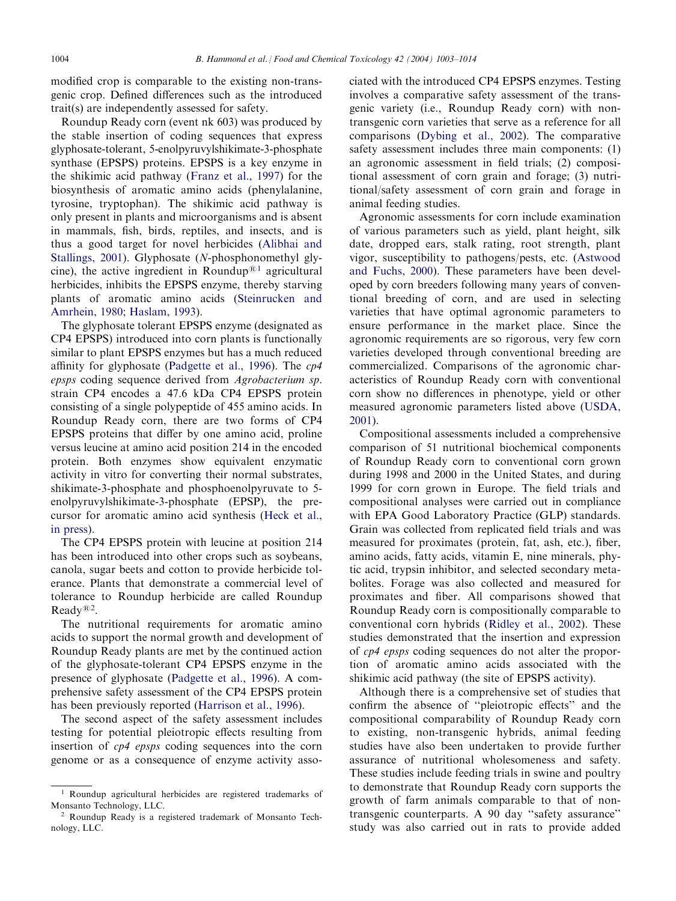modified crop is comparable to the existing non-transgenic crop. Defined differences such as the introduced trait(s) are independently assessed for safety.

Roundup Ready corn (event nk 603) was produced by the stable insertion of coding sequences that express glyphosate-tolerant, 5-enolpyruvylshikimate-3-phosphate synthase (EPSPS) proteins. EPSPS is a key enzyme in the shikimic acid pathway (Franz et al., 1997) for the biosynthesis of aromatic amino acids (phenylalanine, tyrosine, tryptophan). The shikimic acid pathway is only present in plants and microorganisms and is absent in mammals, fish, birds, reptiles, and insects, and is thus a good target for novel herbicides (Alibhai and Stallings, 2001). Glyphosate (*N*-phosphonomethyl glycine), the active ingredient in Roundup®[1] agricultural herbicides, inhibits the EPSPS enzyme, thereby starving plants of aromatic amino acids (Steinrucken and Amrhein, 1980; Haslam, 1993).

The glyphosate tolerant EPSPS enzyme (designated as CP4 EPSPS) introduced into corn plants is functionally similar to plant EPSPS enzymes but has a much reduced affinity for glyphosate (Padgette et al., 1996). The *cp4 epsps* coding sequence derived from *Agrobacterium sp*. strain CP4 encodes a 47.6 kDa CP4 EPSPS protein consisting of a single polypeptide of 455 amino acids. In Roundup Ready corn, there are two forms of CP4 EPSPS proteins that differ by one amino acid, proline versus leucine at amino acid position 214 in the encoded protein. Both enzymes show equivalent enzymatic activity in vitro for converting their normal substrates, shikimate-3-phosphate and phosphoenolpyruvate to 5-enolpyruvylshikimate-3-phosphate (EPSP), the precursor for aromatic amino acid synthesis (Heck et al., in press).

The CP4 EPSPS protein with leucine at position 214 has been introduced into other crops such as soybeans, canola, sugar beets and cotton to provide herbicide tolerance. Plants that demonstrate a commercial level of tolerance to Roundup herbicide are called Roundup Ready®[2].

The nutritional requirements for aromatic amino acids to support the normal growth and development of Roundup Ready plants are met by the continued action of the glyphosate-tolerant CP4 EPSPS enzyme in the presence of glyphosate (Padgette et al., 1996). A comprehensive safety assessment of the CP4 EPSPS protein has been previously reported (Harrison et al., 1996).

The second aspect of the safety assessment includes testing for potential pleiotropic effects resulting from insertion of *cp4 epsps* coding sequences into the corn genome or as a consequence of enzyme activity associated with the introduced CP4 EPSPS enzymes. Testing involves a comparative safety assessment of the transgenic variety (i.e., Roundup Ready corn) with non-transgenic corn varieties that serve as a reference for all comparisons (Dybing et al., 2002). The comparative safety assessment includes three main components: (1) an agronomic assessment in field trials; (2) compositional assessment of corn grain and forage; (3) nutritional/safety assessment of corn grain and forage in animal feeding studies.

Agronomic assessments for corn include examination of various parameters such as yield, plant height, silk date, dropped ears, stalk rating, root strength, plant vigor, susceptibility to pathogens/pests, etc. (Astwood and Fuchs, 2000). These parameters have been developed by corn breeders following many years of conventional breeding of corn, and are used in selecting varieties that have optimal agronomic parameters to ensure performance in the market place. Since the agronomic requirements are so rigorous, very few corn varieties developed through conventional breeding are commercialized. Comparisons of the agronomic characteristics of Roundup Ready corn with conventional corn show no differences in phenotype, yield or other measured agronomic parameters listed above (USDA, 2001).

Compositional assessments included a comprehensive comparison of 51 nutritional biochemical components of Roundup Ready corn to conventional corn grown during 1998 and 2000 in the United States, and during 1999 for corn grown in Europe. The field trials and compositional analyses were carried out in compliance with EPA Good Laboratory Practice (GLP) standards. Grain was collected from replicated field trials and was measured for proximates (protein, fat, ash, etc.), fiber, amino acids, fatty acids, vitamin E, nine minerals, phytic acid, trypsin inhibitor, and selected secondary metabolites. Forage was also collected and measured for proximates and fiber. All comparisons showed that Roundup Ready corn is compositionally comparable to conventional corn hybrids (Ridley et al., 2002). These studies demonstrated that the insertion and expression of *cp4 epsps* coding sequences do not alter the proportion of aromatic amino acids associated with the shikimic acid pathway (the site of EPSPS activity).

Although there is a comprehensive set of studies that confirm the absence of "pleiotropic effects" and the compositional comparability of Roundup Ready corn to existing, non-transgenic hybrids, animal feeding studies have also been undertaken to provide further assurance of nutritional wholesomeness and safety. These studies include feeding trials in swine and poultry to demonstrate that Roundup Ready corn supports the growth of farm animals comparable to that of non-transgenic counterparts. A 90 day "safety assurance" study was also carried out in rats to provide added

---

[1] Roundup agricultural herbicides are registered trademarks of Monsanto Technology, LLC.

[2] Roundup Ready is a registered trademark of Monsanto Technology, LLC.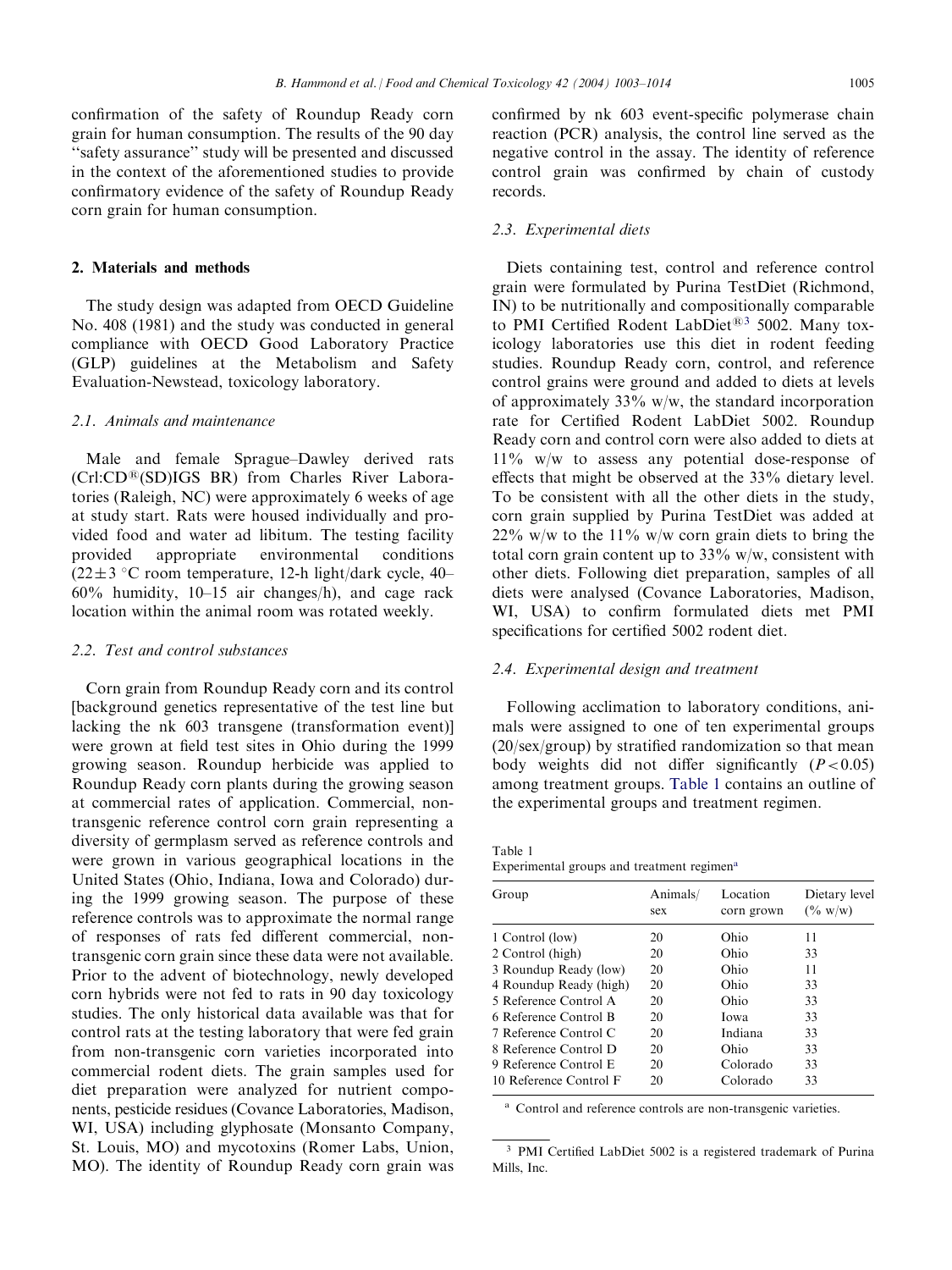confirmation of the safety of Roundup Ready corn grain for human consumption. The results of the 90 day "safety assurance" study will be presented and discussed in the context of the aforementioned studies to provide confirmatory evidence of the safety of Roundup Ready corn grain for human consumption.

## 2. Materials and methods

The study design was adapted from OECD Guideline No. 408 (1981) and the study was conducted in general compliance with OECD Good Laboratory Practice (GLP) guidelines at the Metabolism and Safety Evaluation-Newstead, toxicology laboratory.

### 2.1. Animals and maintenance

Male and female Sprague–Dawley derived rats (Crl:CD®(SD)IGS BR) from Charles River Laboratories (Raleigh, NC) were approximately 6 weeks of age at study start. Rats were housed individually and provided food and water ad libitum. The testing facility provided appropriate environmental conditions ($22 \pm 3$ °C room temperature, 12-h light/dark cycle, 40–60% humidity, 10–15 air changes/h), and cage rack location within the animal room was rotated weekly.

### 2.2. Test and control substances

Corn grain from Roundup Ready corn and its control [background genetics representative of the test line but lacking the nk 603 transgene (transformation event)] were grown at field test sites in Ohio during the 1999 growing season. Roundup herbicide was applied to Roundup Ready corn plants during the growing season at commercial rates of application. Commercial, non-transgenic reference control corn grain representing a diversity of germplasm served as reference controls and were grown in various geographical locations in the United States (Ohio, Indiana, Iowa and Colorado) during the 1999 growing season. The purpose of these reference controls was to approximate the normal range of responses of rats fed different commercial, non-transgenic corn grain since these data were not available. Prior to the advent of biotechnology, newly developed corn hybrids were not fed to rats in 90 day toxicology studies. The only historical data available was that for control rats at the testing laboratory that were fed grain from non-transgenic corn varieties incorporated into commercial rodent diets. The grain samples used for diet preparation were analyzed for nutrient components, pesticide residues (Covance Laboratories, Madison, WI, USA) including glyphosate (Monsanto Company, St. Louis, MO) and mycotoxins (Romer Labs, Union, MO). The identity of Roundup Ready corn grain was confirmed by nk 603 event-specific polymerase chain reaction (PCR) analysis, the control line served as the negative control in the assay. The identity of reference control grain was confirmed by chain of custody records.

### 2.3. Experimental diets

Diets containing test, control and reference control grain were formulated by Purina TestDiet (Richmond, IN) to be nutritionally and compositionally comparable to PMI Certified Rodent LabDiet®[3] 5002. Many toxicology laboratories use this diet in rodent feeding studies. Roundup Ready corn, control, and reference control grains were ground and added to diets at levels of approximately 33% w/w, the standard incorporation rate for Certified Rodent LabDiet 5002. Roundup Ready corn and control corn were also added to diets at 11% w/w to assess any potential dose-response of effects that might be observed at the 33% dietary level. To be consistent with all the other diets in the study, corn grain supplied by Purina TestDiet was added at 22% w/w to the 11% w/w corn grain diets to bring the total corn grain content up to 33% w/w, consistent with other diets. Following diet preparation, samples of all diets were analysed (Covance Laboratories, Madison, WI, USA) to confirm formulated diets met PMI specifications for certified 5002 rodent diet.

### 2.4. Experimental design and treatment

Following acclimation to laboratory conditions, animals were assigned to one of ten experimental groups (20/sex/group) by stratified randomization so that mean body weights did not differ significantly ($P < 0.05$) among treatment groups. Table 1 contains an outline of the experimental groups and treatment regimen.

Table 1
Experimental groups and treatment regimen[a]

| Group | Animals/sex | Location corn grown | Dietary level (% w/w) |
|---|---|---|---|
| 1 Control (low) | 20 | Ohio | 11 |
| 2 Control (high) | 20 | Ohio | 33 |
| 3 Roundup Ready (low) | 20 | Ohio | 11 |
| 4 Roundup Ready (high) | 20 | Ohio | 33 |
| 5 Reference Control A | 20 | Ohio | 33 |
| 6 Reference Control B | 20 | Iowa | 33 |
| 7 Reference Control C | 20 | Indiana | 33 |
| 8 Reference Control D | 20 | Ohio | 33 |
| 9 Reference Control E | 20 | Colorado | 33 |
| 10 Reference Control F | 20 | Colorado | 33 |

[a] Control and reference controls are non-transgenic varieties.

[3] PMI Certified LabDiet 5002 is a registered trademark of Purina Mills, Inc.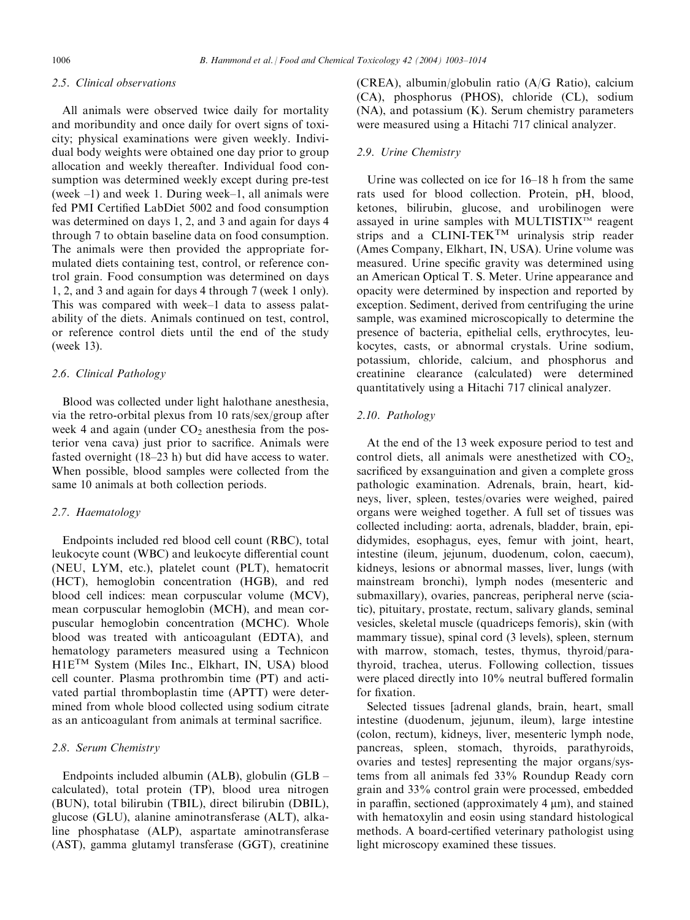### 2.5. Clinical observations

All animals were observed twice daily for mortality and moribundity and once daily for overt signs of toxicity; physical examinations were given weekly. Individual body weights were obtained one day prior to group allocation and weekly thereafter. Individual food consumption was determined weekly except during pre-test (week –1) and week 1. During week–1, all animals were fed PMI Certified LabDiet 5002 and food consumption was determined on days 1, 2, and 3 and again for days 4 through 7 to obtain baseline data on food consumption. The animals were then provided the appropriate formulated diets containing test, control, or reference control grain. Food consumption was determined on days 1, 2, and 3 and again for days 4 through 7 (week 1 only). This was compared with week–1 data to assess palatability of the diets. Animals continued on test, control, or reference control diets until the end of the study (week 13).

### 2.6. Clinical Pathology

Blood was collected under light halothane anesthesia, via the retro-orbital plexus from 10 rats/sex/group after week 4 and again (under $CO_2$ anesthesia from the posterior vena cava) just prior to sacrifice. Animals were fasted overnight (18–23 h) but did have access to water. When possible, blood samples were collected from the same 10 animals at both collection periods.

### 2.7. Haematology

Endpoints included red blood cell count (RBC), total leukocyte count (WBC) and leukocyte differential count (NEU, LYM, etc.), platelet count (PLT), hematocrit (HCT), hemoglobin concentration (HGB), and red blood cell indices: mean corpuscular volume (MCV), mean corpuscular hemoglobin (MCH), and mean corpuscular hemoglobin concentration (MCHC). Whole blood was treated with anticoagulant (EDTA), and hematology parameters measured using a Technicon H1E™ System (Miles Inc., Elkhart, IN, USA) blood cell counter. Plasma prothrombin time (PT) and activated partial thromboplastin time (APTT) were determined from whole blood collected using sodium citrate as an anticoagulant from animals at terminal sacrifice.

### 2.8. Serum Chemistry

Endpoints included albumin (ALB), globulin (GLB – calculated), total protein (TP), blood urea nitrogen (BUN), total bilirubin (TBIL), direct bilirubin (DBIL), glucose (GLU), alanine aminotransferase (ALT), alkaline phosphatase (ALP), aspartate aminotransferase (AST), gamma glutamyl transferase (GGT), creatinine (CREA), albumin/globulin ratio (A/G Ratio), calcium (CA), phosphorus (PHOS), chloride (CL), sodium (NA), and potassium (K). Serum chemistry parameters were measured using a Hitachi 717 clinical analyzer.

### 2.9. Urine Chemistry

Urine was collected on ice for 16–18 h from the same rats used for blood collection. Protein, pH, blood, ketones, bilirubin, glucose, and urobilinogen were assayed in urine samples with MULTISTIX™ reagent strips and a CLINI-TEK™ urinalysis strip reader (Ames Company, Elkhart, IN, USA). Urine volume was measured. Urine specific gravity was determined using an American Optical T. S. Meter. Urine appearance and opacity were determined by inspection and reported by exception. Sediment, derived from centrifuging the urine sample, was examined microscopically to determine the presence of bacteria, epithelial cells, erythrocytes, leukocytes, casts, or abnormal crystals. Urine sodium, potassium, chloride, calcium, and phosphorus and creatinine clearance (calculated) were determined quantitatively using a Hitachi 717 clinical analyzer.

### 2.10. Pathology

At the end of the 13 week exposure period to test and control diets, all animals were anesthetized with $CO_2$, sacrificed by exsanguination and given a complete gross pathologic examination. Adrenals, brain, heart, kidneys, liver, spleen, testes/ovaries were weighed, paired organs were weighed together. A full set of tissues was collected including: aorta, adrenals, bladder, brain, epididymides, esophagus, eyes, femur with joint, heart, intestine (ileum, jejunum, duodenum, colon, caecum), kidneys, lesions or abnormal masses, liver, lungs (with mainstream bronchi), lymph nodes (mesenteric and submaxillary), ovaries, pancreas, peripheral nerve (sciatic), pituitary, prostate, rectum, salivary glands, seminal vesicles, skeletal muscle (quadriceps femoris), skin (with mammary tissue), spinal cord (3 levels), spleen, sternum with marrow, stomach, testes, thymus, thyroid/parathyroid, trachea, uterus. Following collection, tissues were placed directly into 10% neutral buffered formalin for fixation.

Selected tissues [adrenal glands, brain, heart, small intestine (duodenum, jejunum, ileum), large intestine (colon, rectum), kidneys, liver, mesenteric lymph node, pancreas, spleen, stomach, thyroids, parathyroids, ovaries and testes] representing the major organs/systems from all animals fed 33% Roundup Ready corn grain and 33% control grain were processed, embedded in paraffin, sectioned (approximately 4 μm), and stained with hematoxylin and eosin using standard histological methods. A board-certified veterinary pathologist using light microscopy examined these tissues.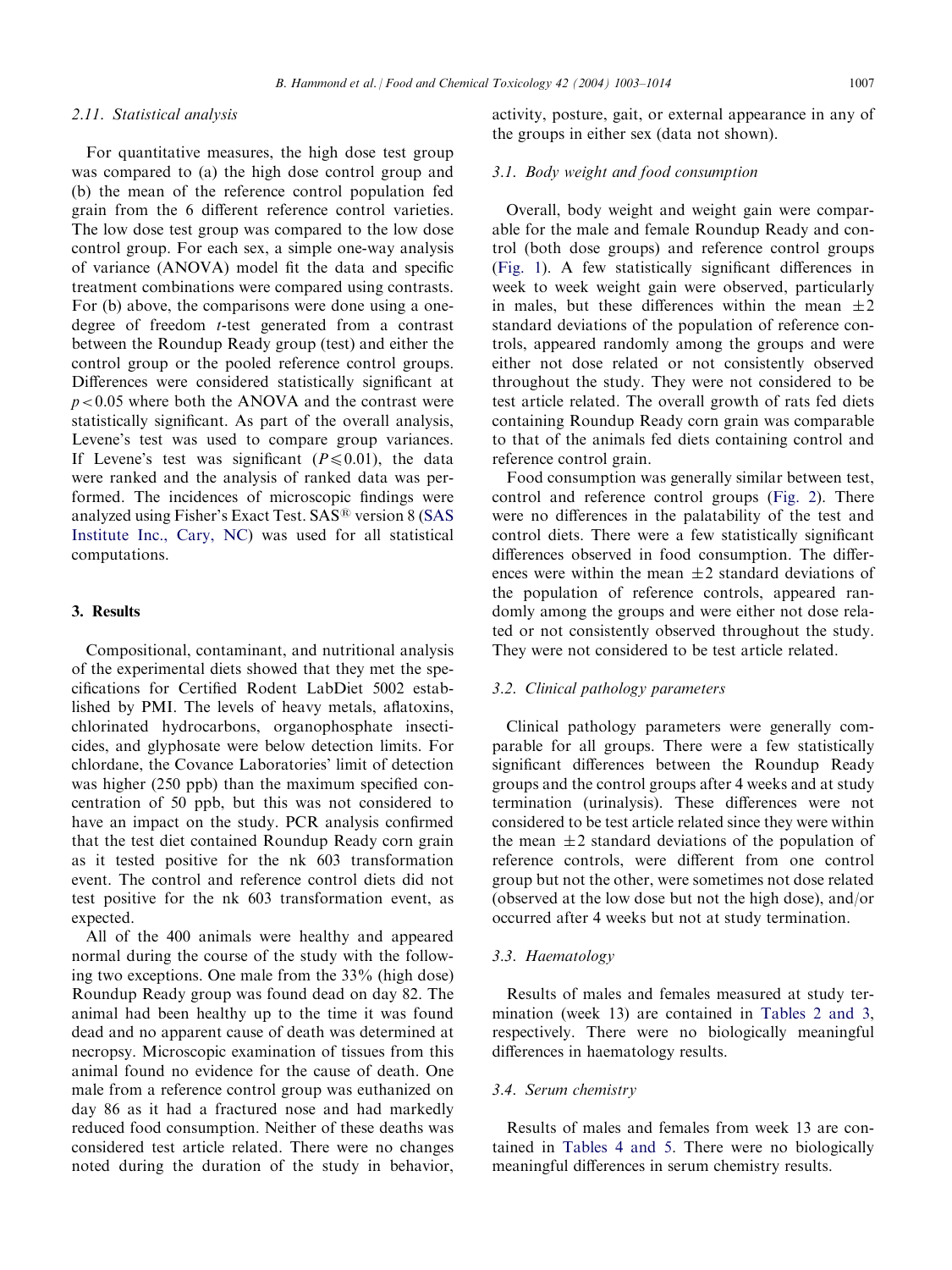### 2.11. Statistical analysis

For quantitative measures, the high dose test group was compared to (a) the high dose control group and (b) the mean of the reference control population fed grain from the 6 different reference control varieties. The low dose test group was compared to the low dose control group. For each sex, a simple one-way analysis of variance (ANOVA) model fit the data and specific treatment combinations were compared using contrasts. For (b) above, the comparisons were done using a one-degree of freedom *t*-test generated from a contrast between the Roundup Ready group (test) and either the control group or the pooled reference control groups. Differences were considered statistically significant at $p < 0.05$ where both the ANOVA and the contrast were statistically significant. As part of the overall analysis, Levene's test was used to compare group variances. If Levene's test was significant ($P \leqslant 0.01$), the data were ranked and the analysis of ranked data was performed. The incidences of microscopic findings were analyzed using Fisher's Exact Test. SAS® version 8 (SAS Institute Inc., Cary, NC) was used for all statistical computations.

## 3. Results

Compositional, contaminant, and nutritional analysis of the experimental diets showed that they met the specifications for Certified Rodent LabDiet 5002 established by PMI. The levels of heavy metals, aflatoxins, chlorinated hydrocarbons, organophosphate insecticides, and glyphosate were below detection limits. For chlordane, the Covance Laboratories' limit of detection was higher (250 ppb) than the maximum specified concentration of 50 ppb, but this was not considered to have an impact on the study. PCR analysis confirmed that the test diet contained Roundup Ready corn grain as it tested positive for the nk 603 transformation event. The control and reference control diets did not test positive for the nk 603 transformation event, as expected.

All of the 400 animals were healthy and appeared normal during the course of the study with the following two exceptions. One male from the 33% (high dose) Roundup Ready group was found dead on day 82. The animal had been healthy up to the time it was found dead and no apparent cause of death was determined at necropsy. Microscopic examination of tissues from this animal found no evidence for the cause of death. One male from a reference control group was euthanized on day 86 as it had a fractured nose and had markedly reduced food consumption. Neither of these deaths was considered test article related. There were no changes noted during the duration of the study in behavior, activity, posture, gait, or external appearance in any of the groups in either sex (data not shown).

### 3.1. Body weight and food consumption

Overall, body weight and weight gain were comparable for the male and female Roundup Ready and control (both dose groups) and reference control groups (Fig. 1). A few statistically significant differences in week to week weight gain were observed, particularly in males, but these differences within the mean $\pm 2$ standard deviations of the population of reference controls, appeared randomly among the groups and were either not dose related or not consistently observed throughout the study. They were not considered to be test article related. The overall growth of rats fed diets containing Roundup Ready corn grain was comparable to that of the animals fed diets containing control and reference control grain.

Food consumption was generally similar between test, control and reference control groups (Fig. 2). There were no differences in the palatability of the test and control diets. There were a few statistically significant differences observed in food consumption. The differences were within the mean $\pm 2$ standard deviations of the population of reference controls, appeared randomly among the groups and were either not dose related or not consistently observed throughout the study. They were not considered to be test article related.

### 3.2. Clinical pathology parameters

Clinical pathology parameters were generally comparable for all groups. There were a few statistically significant differences between the Roundup Ready groups and the control groups after 4 weeks and at study termination (urinalysis). These differences were not considered to be test article related since they were within the mean $\pm 2$ standard deviations of the population of reference controls, were different from one control group but not the other, were sometimes not dose related (observed at the low dose but not the high dose), and/or occurred after 4 weeks but not at study termination.

### 3.3. Haematology

Results of males and females measured at study termination (week 13) are contained in Tables 2 and 3, respectively. There were no biologically meaningful differences in haematology results.

### 3.4. Serum chemistry

Results of males and females from week 13 are contained in Tables 4 and 5. There were no biologically meaningful differences in serum chemistry results.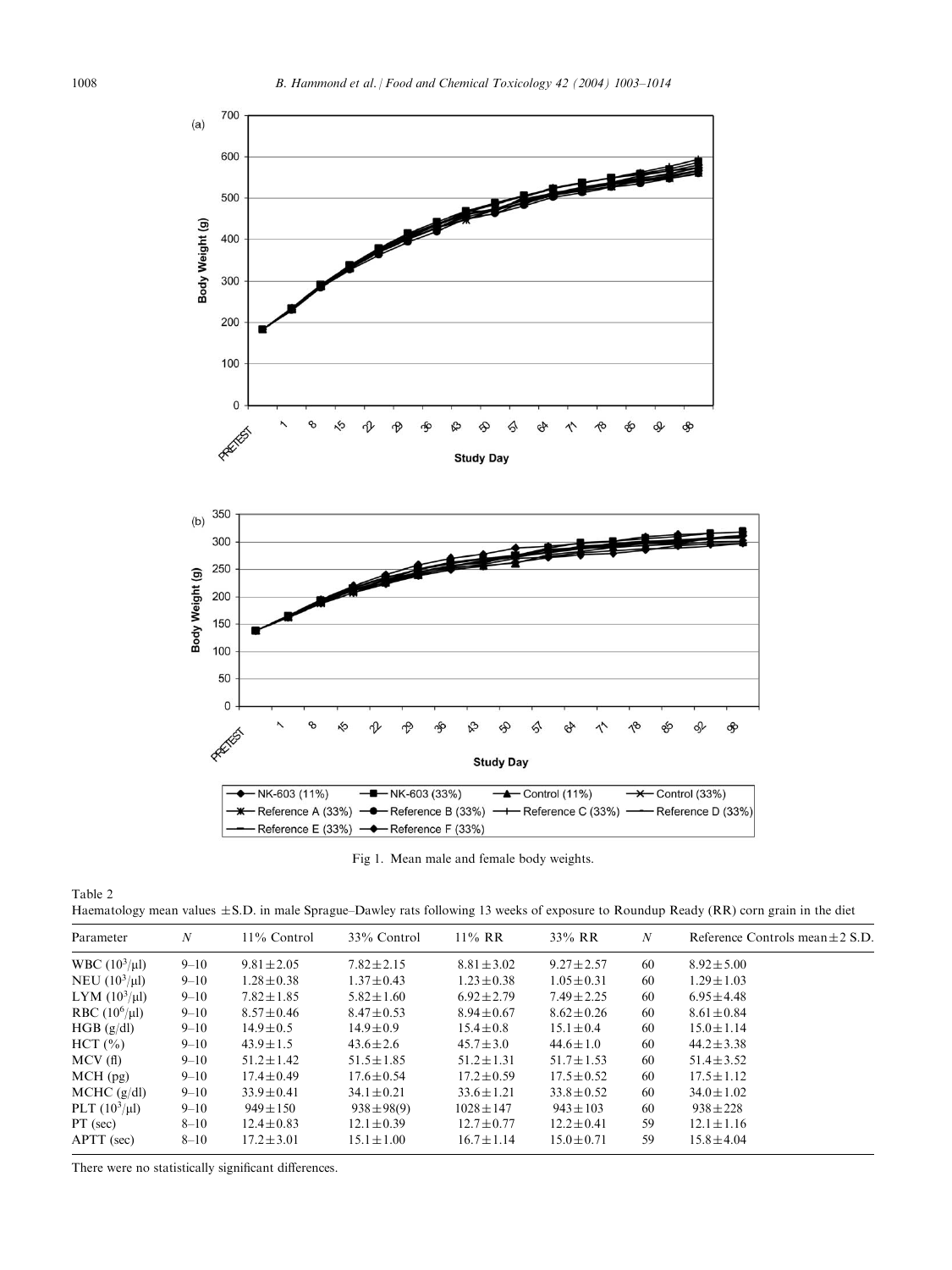Fig 1. Mean male and female body weights.

Table 2
Haematology mean values ±S.D. in male Sprague–Dawley rats following 13 weeks of exposure to Roundup Ready (RR) corn grain in the diet

| Parameter | N | 11% Control | 33% Control | 11% RR | 33% RR | N | Reference Controls mean±2 S.D. |
|---|---|---|---|---|---|---|---|
| WBC ($10^3$/μl) | 9–10 | 9.81±2.05 | 7.82±2.15 | 8.81±3.02 | 9.27±2.57 | 60 | 8.92±5.00 |
| NEU ($10^3$/μl) | 9–10 | 1.28±0.38 | 1.37±0.43 | 1.23±0.38 | 1.05±0.31 | 60 | 1.29±1.03 |
| LYM ($10^3$/μl) | 9–10 | 7.82±1.85 | 5.82±1.60 | 6.92±2.79 | 7.49±2.25 | 60 | 6.95±4.48 |
| RBC ($10^6$/μl) | 9–10 | 8.57±0.46 | 8.47±0.53 | 8.94±0.67 | 8.62±0.26 | 60 | 8.61±0.84 |
| HGB (g/dl) | 9–10 | 14.9±0.5 | 14.9±0.9 | 15.4±0.8 | 15.1±0.4 | 60 | 15.0±1.14 |
| HCT (%) | 9–10 | 43.9±1.5 | 43.6±2.6 | 45.7±3.0 | 44.6±1.0 | 60 | 44.2±3.38 |
| MCV (fl) | 9–10 | 51.2±1.42 | 51.5±1.85 | 51.2±1.31 | 51.7±1.53 | 60 | 51.4±3.52 |
| MCH (pg) | 9–10 | 17.4±0.49 | 17.6±0.54 | 17.2±0.59 | 17.5±0.52 | 60 | 17.5±1.12 |
| MCHC (g/dl) | 9–10 | 33.9±0.41 | 34.1±0.21 | 33.6±1.21 | 33.8±0.52 | 60 | 34.0±1.02 |
| PLT ($10^3$/μl) | 9–10 | 949±150 | 938±98(9) | 1028±147 | 943±103 | 60 | 938±228 |
| PT (sec) | 8–10 | 12.4±0.83 | 12.1±0.39 | 12.7±0.77 | 12.2±0.41 | 59 | 12.1±1.16 |
| APTT (sec) | 8–10 | 17.2±3.01 | 15.1±1.00 | 16.7±1.14 | 15.0±0.71 | 59 | 15.8±4.04 |

There were no statistically significant differences.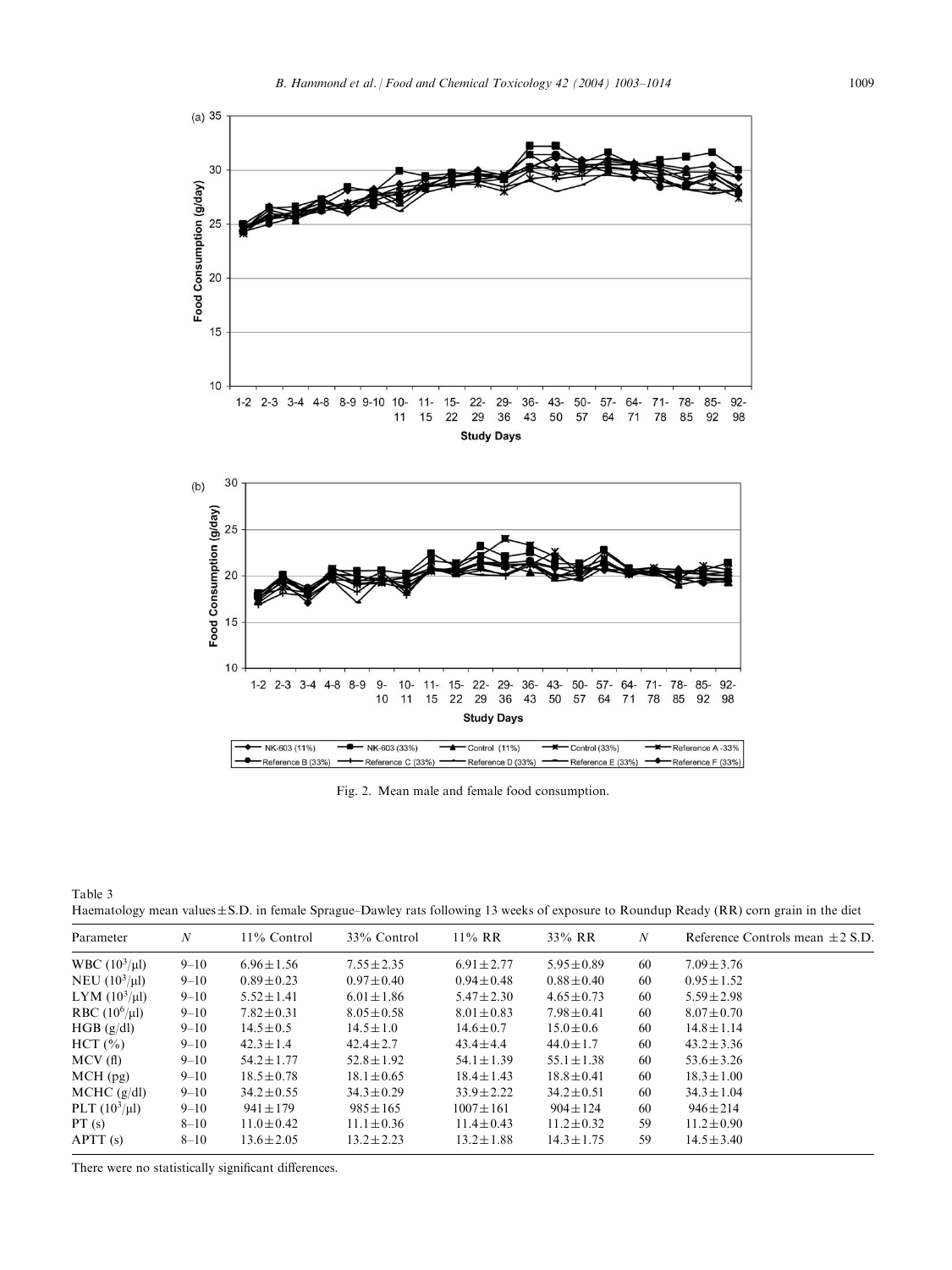Fig. 2. Mean male and female food consumption.

Table 3
Haematology mean values±S.D. in female Sprague–Dawley rats following 13 weeks of exposure to Roundup Ready (RR) corn grain in the diet

| Parameter | N | 11% Control | 33% Control | 11% RR | 33% RR | N | Reference Controls mean ±2 S.D. |
|---|---|---|---|---|---|---|---|
| WBC ($10^3$/μl) | 9–10 | 6.96±1.56 | 7.55±2.35 | 6.91±2.77 | 5.95±0.89 | 60 | 7.09±3.76 |
| NEU ($10^3$/μl) | 9–10 | 0.89±0.23 | 0.97±0.40 | 0.94±0.48 | 0.88±0.40 | 60 | 0.95±1.52 |
| LYM ($10^3$/μl) | 9–10 | 5.52±1.41 | 6.01±1.86 | 5.47±2.30 | 4.65±0.73 | 60 | 5.59±2.98 |
| RBC ($10^6$/μl) | 9–10 | 7.82±0.31 | 8.05±0.58 | 8.01±0.83 | 7.98±0.41 | 60 | 8.07±0.70 |
| HGB (g/dl) | 9–10 | 14.5±0.5 | 14.5±1.0 | 14.6±0.7 | 15.0±0.6 | 60 | 14.8±1.14 |
| HCT (%) | 9–10 | 42.3±1.4 | 42.4±2.7 | 43.4±4.4 | 44.0±1.7 | 60 | 43.2±3.36 |
| MCV (fl) | 9–10 | 54.2±1.77 | 52.8±1.92 | 54.1±1.39 | 55.1±1.38 | 60 | 53.6±3.26 |
| MCH (pg) | 9–10 | 18.5±0.78 | 18.1±0.65 | 18.4±1.43 | 18.8±0.41 | 60 | 18.3±1.00 |
| MCHC (g/dl) | 9–10 | 34.2±0.55 | 34.3±0.29 | 33.9±2.22 | 34.2±0.51 | 60 | 34.3±1.04 |
| PLT ($10^3$/μl) | 9–10 | 941±179 | 985±165 | 1007±161 | 904±124 | 60 | 946±214 |
| PT (s) | 8–10 | 11.0±0.42 | 11.1±0.36 | 11.4±0.43 | 11.2±0.32 | 59 | 11.2±0.90 |
| APTT (s) | 8–10 | 13.6±2.05 | 13.2±2.23 | 13.2±1.88 | 14.3±1.75 | 59 | 14.5±3.40 |

There were no statistically significant differences.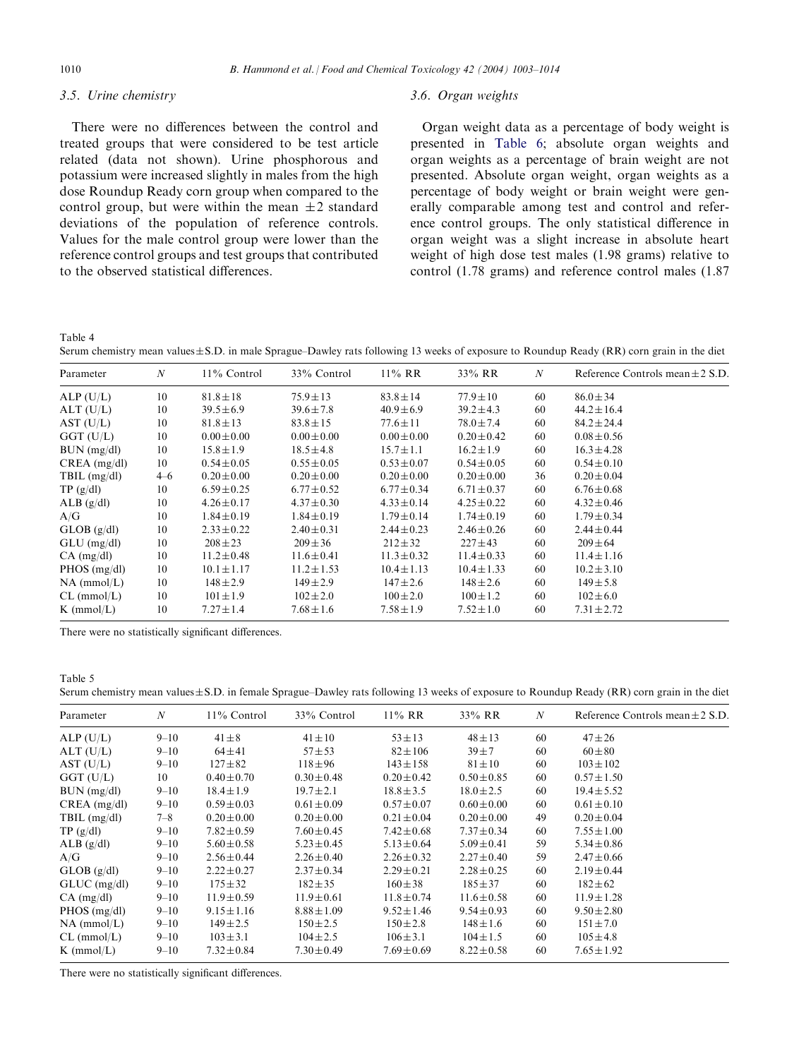### 3.5. Urine chemistry

There were no differences between the control and treated groups that were considered to be test article related (data not shown). Urine phosphorous and potassium were increased slightly in males from the high dose Roundup Ready corn group when compared to the control group, but were within the mean $\pm 2$ standard deviations of the population of reference controls. Values for the male control group were lower than the reference control groups and test groups that contributed to the observed statistical differences.

### 3.6. Organ weights

Organ weight data as a percentage of body weight is presented in Table 6; absolute organ weights and organ weights as a percentage of brain weight are not presented. Absolute organ weight, organ weights as a percentage of body weight or brain weight were generally comparable among test and control and reference control groups. The only statistical difference in organ weight was a slight increase in absolute heart weight of high dose test males (1.98 grams) relative to control (1.78 grams) and reference control males (1.87

Table 4
Serum chemistry mean values ± S.D. in male Sprague–Dawley rats following 13 weeks of exposure to Roundup Ready (RR) corn grain in the diet

| Parameter | N | 11% Control | 33% Control | 11% RR | 33% RR | N | Reference Controls mean ± 2 S.D. |
|---|---|---|---|---|---|---|---|
| ALP (U/L) | 10 | 81.8 ± 18 | 75.9 ± 13 | 83.8 ± 14 | 77.9 ± 10 | 60 | 86.0 ± 34 |
| ALT (U/L) | 10 | 39.5 ± 6.9 | 39.6 ± 7.8 | 40.9 ± 6.9 | 39.2 ± 4.3 | 60 | 44.2 ± 16.4 |
| AST (U/L) | 10 | 81.8 ± 13 | 83.8 ± 15 | 77.6 ± 11 | 78.0 ± 7.4 | 60 | 84.2 ± 24.4 |
| GGT (U/L) | 10 | 0.00 ± 0.00 | 0.00 ± 0.00 | 0.00 ± 0.00 | 0.20 ± 0.42 | 60 | 0.08 ± 0.56 |
| BUN (mg/dl) | 10 | 15.8 ± 1.9 | 18.5 ± 4.8 | 15.7 ± 1.1 | 16.2 ± 1.9 | 60 | 16.3 ± 4.28 |
| CREA (mg/dl) | 10 | 0.54 ± 0.05 | 0.55 ± 0.05 | 0.53 ± 0.07 | 0.54 ± 0.05 | 60 | 0.54 ± 0.10 |
| TBIL (mg/dl) | 4–6 | 0.20 ± 0.00 | 0.20 ± 0.00 | 0.20 ± 0.00 | 0.20 ± 0.00 | 36 | 0.20 ± 0.04 |
| TP (g/dl) | 10 | 6.59 ± 0.25 | 6.77 ± 0.52 | 6.77 ± 0.34 | 6.71 ± 0.37 | 60 | 6.76 ± 0.68 |
| ALB (g/dl) | 10 | 4.26 ± 0.17 | 4.37 ± 0.30 | 4.33 ± 0.14 | 4.25 ± 0.22 | 60 | 4.32 ± 0.46 |
| A/G | 10 | 1.84 ± 0.19 | 1.84 ± 0.19 | 1.79 ± 0.14 | 1.74 ± 0.19 | 60 | 1.79 ± 0.34 |
| GLOB (g/dl) | 10 | 2.33 ± 0.22 | 2.40 ± 0.31 | 2.44 ± 0.23 | 2.46 ± 0.26 | 60 | 2.44 ± 0.44 |
| GLU (mg/dl) | 10 | 208 ± 23 | 209 ± 36 | 212 ± 32 | 227 ± 43 | 60 | 209 ± 64 |
| CA (mg/dl) | 10 | 11.2 ± 0.48 | 11.6 ± 0.41 | 11.3 ± 0.32 | 11.4 ± 0.33 | 60 | 11.4 ± 1.16 |
| PHOS (mg/dl) | 10 | 10.1 ± 1.17 | 11.2 ± 1.53 | 10.4 ± 1.13 | 10.4 ± 1.33 | 60 | 10.2 ± 3.10 |
| NA (mmol/L) | 10 | 148 ± 2.9 | 149 ± 2.9 | 147 ± 2.6 | 148 ± 2.6 | 60 | 149 ± 5.8 |
| CL (mmol/L) | 10 | 101 ± 1.9 | 102 ± 2.0 | 100 ± 2.0 | 100 ± 1.2 | 60 | 102 ± 6.0 |
| K (mmol/L) | 10 | 7.27 ± 1.4 | 7.68 ± 1.6 | 7.58 ± 1.9 | 7.52 ± 1.0 | 60 | 7.31 ± 2.72 |

There were no statistically significant differences.

Table 5
Serum chemistry mean values ± S.D. in female Sprague–Dawley rats following 13 weeks of exposure to Roundup Ready (RR) corn grain in the diet

| Parameter | N | 11% Control | 33% Control | 11% RR | 33% RR | N | Reference Controls mean ± 2 S.D. |
|---|---|---|---|---|---|---|---|
| ALP (U/L) | 9–10 | 41 ± 8 | 41 ± 10 | 53 ± 13 | 48 ± 13 | 60 | 47 ± 26 |
| ALT (U/L) | 9–10 | 64 ± 41 | 57 ± 53 | 82 ± 106 | 39 ± 7 | 60 | 60 ± 80 |
| AST (U/L) | 9–10 | 127 ± 82 | 118 ± 96 | 143 ± 158 | 81 ± 10 | 60 | 103 ± 102 |
| GGT (U/L) | 10 | 0.40 ± 0.70 | 0.30 ± 0.48 | 0.20 ± 0.42 | 0.50 ± 0.85 | 60 | 0.57 ± 1.50 |
| BUN (mg/dl) | 9–10 | 18.4 ± 1.9 | 19.7 ± 2.1 | 18.8 ± 3.5 | 18.0 ± 2.5 | 60 | 19.4 ± 5.52 |
| CREA (mg/dl) | 9–10 | 0.59 ± 0.03 | 0.61 ± 0.09 | 0.57 ± 0.07 | 0.60 ± 0.00 | 60 | 0.61 ± 0.10 |
| TBIL (mg/dl) | 7–8 | 0.20 ± 0.00 | 0.20 ± 0.00 | 0.21 ± 0.04 | 0.20 ± 0.00 | 49 | 0.20 ± 0.04 |
| TP (g/dl) | 9–10 | 7.82 ± 0.59 | 7.60 ± 0.45 | 7.42 ± 0.68 | 7.37 ± 0.34 | 60 | 7.55 ± 1.00 |
| ALB (g/dl) | 9–10 | 5.60 ± 0.58 | 5.23 ± 0.45 | 5.13 ± 0.64 | 5.09 ± 0.41 | 59 | 5.34 ± 0.86 |
| A/G | 9–10 | 2.56 ± 0.44 | 2.26 ± 0.40 | 2.26 ± 0.32 | 2.27 ± 0.40 | 59 | 2.47 ± 0.66 |
| GLOB (g/dl) | 9–10 | 2.22 ± 0.27 | 2.37 ± 0.34 | 2.29 ± 0.21 | 2.28 ± 0.25 | 60 | 2.19 ± 0.44 |
| GLUC (mg/dl) | 9–10 | 175 ± 32 | 182 ± 35 | 160 ± 38 | 185 ± 37 | 60 | 182 ± 62 |
| CA (mg/dl) | 9–10 | 11.9 ± 0.59 | 11.9 ± 0.61 | 11.8 ± 0.74 | 11.6 ± 0.58 | 60 | 11.9 ± 1.28 |
| PHOS (mg/dl) | 9–10 | 9.15 ± 1.16 | 8.88 ± 1.09 | 9.52 ± 1.46 | 9.54 ± 0.93 | 60 | 9.50 ± 2.80 |
| NA (mmol/L) | 9–10 | 149 ± 2.5 | 150 ± 2.5 | 150 ± 2.8 | 148 ± 1.6 | 60 | 151 ± 7.0 |
| CL (mmol/L) | 9–10 | 103 ± 3.1 | 104 ± 2.5 | 106 ± 3.1 | 104 ± 1.5 | 60 | 105 ± 4.8 |
| K (mmol/L) | 9–10 | 7.32 ± 0.84 | 7.30 ± 0.49 | 7.69 ± 0.69 | 8.22 ± 0.58 | 60 | 7.65 ± 1.92 |

There were no statistically significant differences.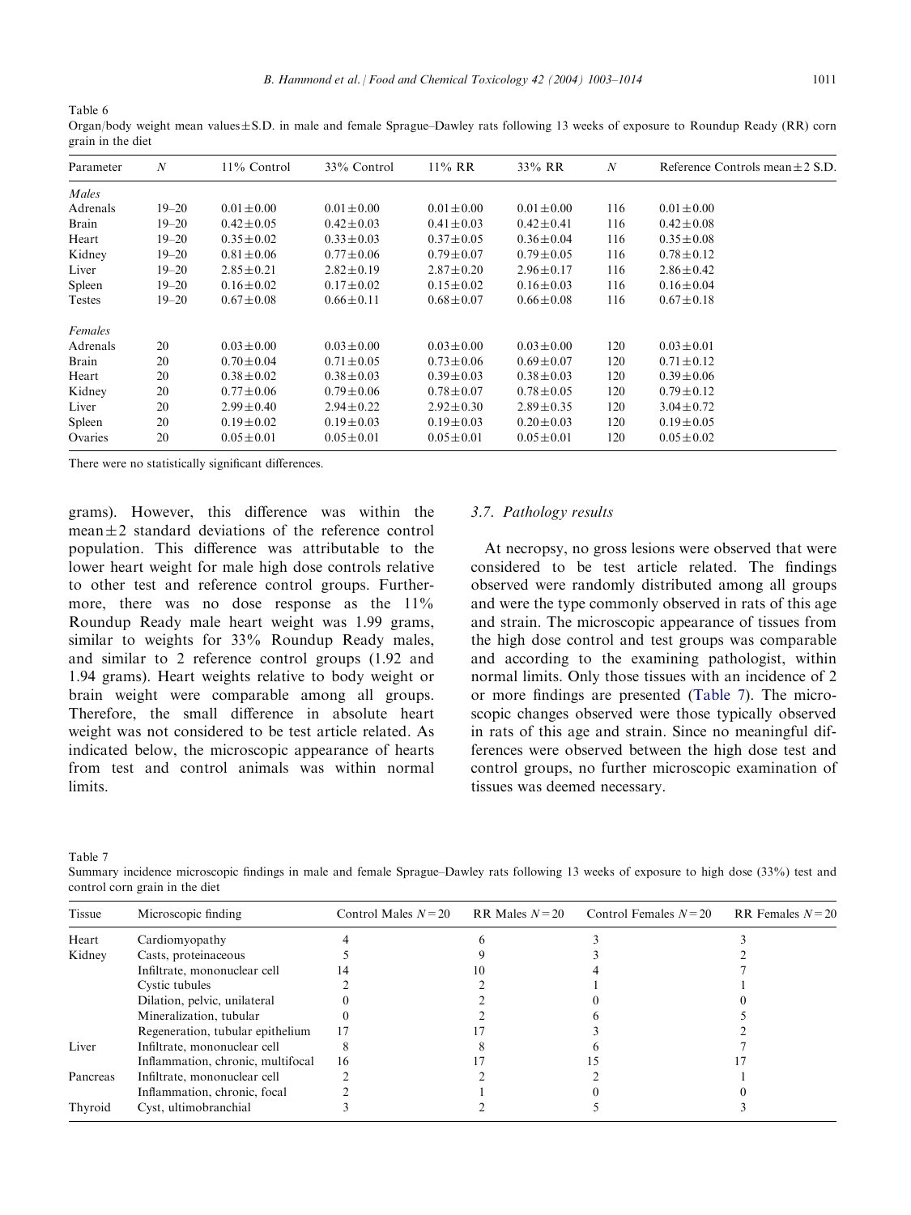Table 6

Organ/body weight mean values ± S.D. in male and female Sprague–Dawley rats following 13 weeks of exposure to Roundup Ready (RR) corn grain in the diet

| Parameter | N | 11% Control | 33% Control | 11% RR | 33% RR | N | Reference Controls mean ± 2 S.D. |
|---|---|---|---|---|---|---|---|
| *Males* | | | | | | | |
| Adrenals | 19–20 | 0.01 ± 0.00 | 0.01 ± 0.00 | 0.01 ± 0.00 | 0.01 ± 0.00 | 116 | 0.01 ± 0.00 |
| Brain | 19–20 | 0.42 ± 0.05 | 0.42 ± 0.03 | 0.41 ± 0.03 | 0.42 ± 0.41 | 116 | 0.42 ± 0.08 |
| Heart | 19–20 | 0.35 ± 0.02 | 0.33 ± 0.03 | 0.37 ± 0.05 | 0.36 ± 0.04 | 116 | 0.35 ± 0.08 |
| Kidney | 19–20 | 0.81 ± 0.06 | 0.77 ± 0.06 | 0.79 ± 0.07 | 0.79 ± 0.05 | 116 | 0.78 ± 0.12 |
| Liver | 19–20 | 2.85 ± 0.21 | 2.82 ± 0.19 | 2.87 ± 0.20 | 2.96 ± 0.17 | 116 | 2.86 ± 0.42 |
| Spleen | 19–20 | 0.16 ± 0.02 | 0.17 ± 0.02 | 0.15 ± 0.02 | 0.16 ± 0.03 | 116 | 0.16 ± 0.04 |
| Testes | 19–20 | 0.67 ± 0.08 | 0.66 ± 0.11 | 0.68 ± 0.07 | 0.66 ± 0.08 | 116 | 0.67 ± 0.18 |
| *Females* | | | | | | | |
| Adrenals | 20 | 0.03 ± 0.00 | 0.03 ± 0.00 | 0.03 ± 0.00 | 0.03 ± 0.00 | 120 | 0.03 ± 0.01 |
| Brain | 20 | 0.70 ± 0.04 | 0.71 ± 0.05 | 0.73 ± 0.06 | 0.69 ± 0.07 | 120 | 0.71 ± 0.12 |
| Heart | 20 | 0.38 ± 0.02 | 0.38 ± 0.03 | 0.39 ± 0.03 | 0.38 ± 0.03 | 120 | 0.39 ± 0.06 |
| Kidney | 20 | 0.77 ± 0.06 | 0.79 ± 0.06 | 0.78 ± 0.07 | 0.78 ± 0.05 | 120 | 0.79 ± 0.12 |
| Liver | 20 | 2.99 ± 0.40 | 2.94 ± 0.22 | 2.92 ± 0.30 | 2.89 ± 0.35 | 120 | 3.04 ± 0.72 |
| Spleen | 20 | 0.19 ± 0.02 | 0.19 ± 0.03 | 0.19 ± 0.03 | 0.20 ± 0.03 | 120 | 0.19 ± 0.05 |
| Ovaries | 20 | 0.05 ± 0.01 | 0.05 ± 0.01 | 0.05 ± 0.01 | 0.05 ± 0.01 | 120 | 0.05 ± 0.02 |

There were no statistically significant differences.

grams). However, this difference was within the mean ± 2 standard deviations of the reference control population. This difference was attributable to the lower heart weight for male high dose controls relative to other test and reference control groups. Furthermore, there was no dose response as the 11% Roundup Ready male heart weight was 1.99 grams, similar to weights for 33% Roundup Ready males, and similar to 2 reference control groups (1.92 and 1.94 grams). Heart weights relative to body weight or brain weight were comparable among all groups. Therefore, the small difference in absolute heart weight was not considered to be test article related. As indicated below, the microscopic appearance of hearts from test and control animals was within normal limits.

### 3.7. Pathology results

At necropsy, no gross lesions were observed that were considered to be test article related. The findings observed were randomly distributed among all groups and were the type commonly observed in rats of this age and strain. The microscopic appearance of tissues from the high dose control and test groups was comparable and according to the examining pathologist, within normal limits. Only those tissues with an incidence of 2 or more findings are presented (Table 7). The microscopic changes observed were those typically observed in rats of this age and strain. Since no meaningful differences were observed between the high dose test and control groups, no further microscopic examination of tissues was deemed necessary.

Table 7

Summary incidence microscopic findings in male and female Sprague–Dawley rats following 13 weeks of exposure to high dose (33%) test and control corn grain in the diet

| Tissue | Microscopic finding | Control Males N = 20 | RR Males N = 20 | Control Females N = 20 | RR Females N = 20 |
|---|---|---|---|---|---|
| Heart | Cardiomyopathy | 4 | 6 | 3 | 3 |
| Kidney | Casts, proteinaceous | 5 | 9 | 3 | 2 |
| | Infiltrate, mononuclear cell | 14 | 10 | 4 | 7 |
| | Cystic tubules | 2 | 2 | 1 | 1 |
| | Dilation, pelvic, unilateral | 0 | 2 | 0 | 0 |
| | Mineralization, tubular | 0 | 2 | 6 | 5 |
| | Regeneration, tubular epithelium | 17 | 17 | 3 | 2 |
| Liver | Infiltrate, mononuclear cell | 8 | 8 | 6 | 7 |
| | Inflammation, chronic, multifocal | 16 | 17 | 15 | 17 |
| Pancreas | Infiltrate, mononuclear cell | 2 | 2 | 2 | 1 |
| | Inflammation, chronic, focal | 2 | 1 | 0 | 0 |
| Thyroid | Cyst, ultimobranchial | 3 | 2 | 5 | 3 |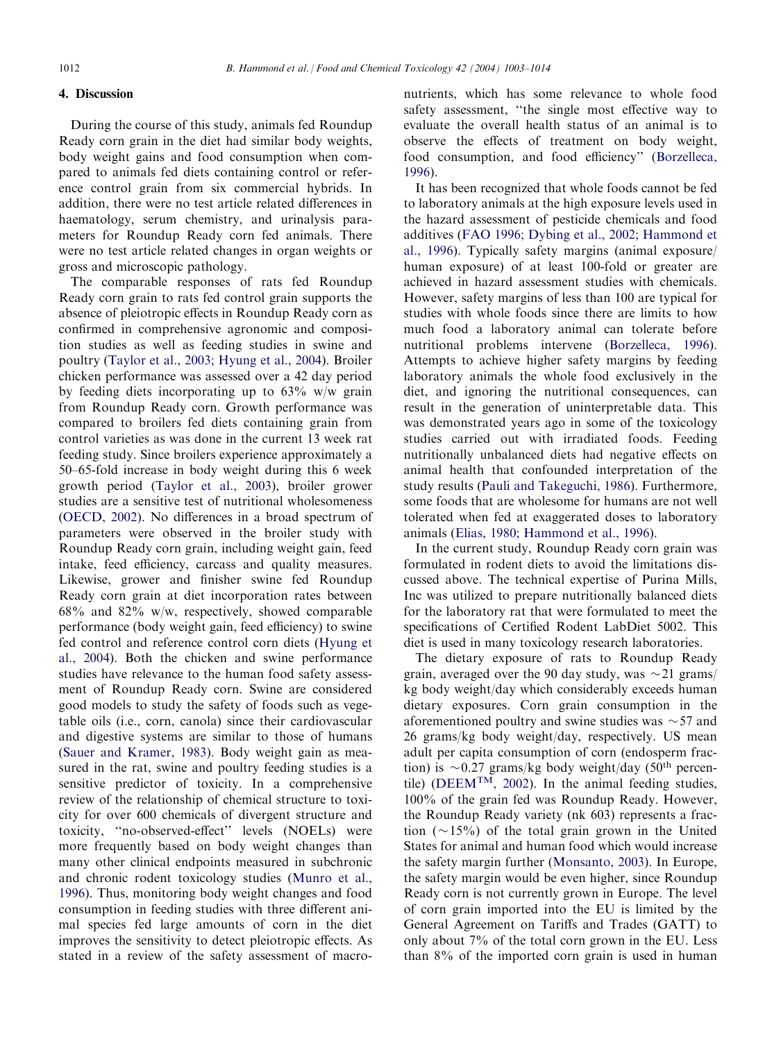## 4. Discussion

During the course of this study, animals fed Roundup Ready corn grain in the diet had similar body weights, body weight gains and food consumption when compared to animals fed diets containing control or reference control grain from six commercial hybrids. In addition, there were no test article related differences in haematology, serum chemistry, and urinalysis parameters for Roundup Ready corn fed animals. There were no test article related changes in organ weights or gross and microscopic pathology.

The comparable responses of rats fed Roundup Ready corn grain to rats fed control grain supports the absence of pleiotropic effects in Roundup Ready corn as confirmed in comprehensive agronomic and composition studies as well as feeding studies in swine and poultry (Taylor et al., 2003; Hyung et al., 2004). Broiler chicken performance was assessed over a 42 day period by feeding diets incorporating up to 63% w/w grain from Roundup Ready corn. Growth performance was compared to broilers fed diets containing grain from control varieties as was done in the current 13 week rat feeding study. Since broilers experience approximately a 50–65-fold increase in body weight during this 6 week growth period (Taylor et al., 2003), broiler grower studies are a sensitive test of nutritional wholesomeness (OECD, 2002). No differences in a broad spectrum of parameters were observed in the broiler study with Roundup Ready corn grain, including weight gain, feed intake, feed efficiency, carcass and quality measures. Likewise, grower and finisher swine fed Roundup Ready corn grain at diet incorporation rates between 68% and 82% w/w, respectively, showed comparable performance (body weight gain, feed efficiency) to swine fed control and reference control corn diets (Hyung et al., 2004). Both the chicken and swine performance studies have relevance to the human food safety assessment of Roundup Ready corn. Swine are considered good models to study the safety of foods such as vegetable oils (i.e., corn, canola) since their cardiovascular and digestive systems are similar to those of humans (Sauer and Kramer, 1983). Body weight gain as measured in the rat, swine and poultry feeding studies is a sensitive predictor of toxicity. In a comprehensive review of the relationship of chemical structure to toxicity for over 600 chemicals of divergent structure and toxicity, "no-observed-effect" levels (NOELs) were more frequently based on body weight changes than many other clinical endpoints measured in subchronic and chronic rodent toxicology studies (Munro et al., 1996). Thus, monitoring body weight changes and food consumption in feeding studies with three different animal species fed large amounts of corn in the diet improves the sensitivity to detect pleiotropic effects. As stated in a review of the safety assessment of macronutrients, which has some relevance to whole food safety assessment, "the single most effective way to evaluate the overall health status of an animal is to observe the effects of treatment on body weight, food consumption, and food efficiency" (Borzelleca, 1996).

It has been recognized that whole foods cannot be fed to laboratory animals at the high exposure levels used in the hazard assessment of pesticide chemicals and food additives (FAO 1996; Dybing et al., 2002; Hammond et al., 1996). Typically safety margins (animal exposure/human exposure) of at least 100-fold or greater are achieved in hazard assessment studies with chemicals. However, safety margins of less than 100 are typical for studies with whole foods since there are limits to how much food a laboratory animal can tolerate before nutritional problems intervene (Borzelleca, 1996). Attempts to achieve higher safety margins by feeding laboratory animals the whole food exclusively in the diet, and ignoring the nutritional consequences, can result in the generation of uninterpretable data. This was demonstrated years ago in some of the toxicology studies carried out with irradiated foods. Feeding nutritionally unbalanced diets had negative effects on animal health that confounded interpretation of the study results (Pauli and Takeguchi, 1986). Furthermore, some foods that are wholesome for humans are not well tolerated when fed at exaggerated doses to laboratory animals (Elias, 1980; Hammond et al., 1996).

In the current study, Roundup Ready corn grain was formulated in rodent diets to avoid the limitations discussed above. The technical expertise of Purina Mills, Inc was utilized to prepare nutritionally balanced diets for the laboratory rat that were formulated to meet the specifications of Certified Rodent LabDiet 5002. This diet is used in many toxicology research laboratories.

The dietary exposure of rats to Roundup Ready grain, averaged over the 90 day study, was ~21 grams/kg body weight/day which considerably exceeds human dietary exposures. Corn grain consumption in the aforementioned poultry and swine studies was ~57 and 26 grams/kg body weight/day, respectively. US mean adult per capita consumption of corn (endosperm fraction) is ~0.27 grams/kg body weight/day (50th percentile) (DEEM™, 2002). In the animal feeding studies, 100% of the grain fed was Roundup Ready. However, the Roundup Ready variety (nk 603) represents a fraction (~15%) of the total grain grown in the United States for animal and human food which would increase the safety margin further (Monsanto, 2003). In Europe, the safety margin would be even higher, since Roundup Ready corn is not currently grown in Europe. The level of corn grain imported into the EU is limited by the General Agreement on Tariffs and Trades (GATT) to only about 7% of the total corn grown in the EU. Less than 8% of the imported corn grain is used in human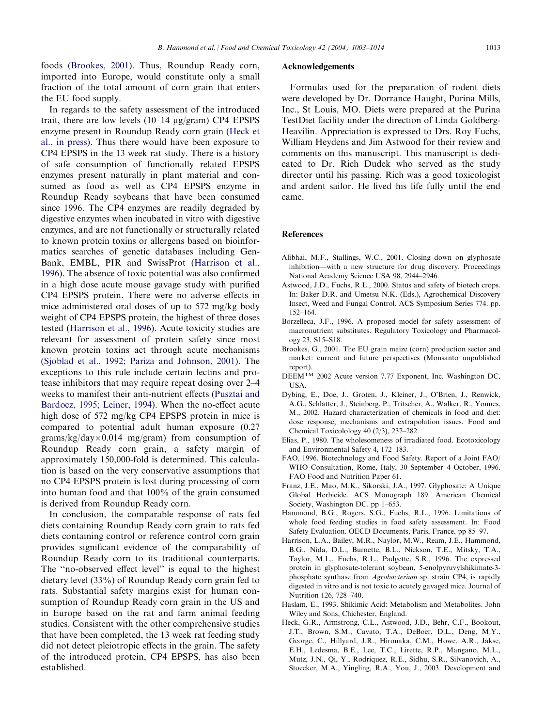foods (Brookes, 2001). Thus, Roundup Ready corn, imported into Europe, would constitute only a small fraction of the total amount of corn grain that enters the EU food supply.

In regards to the safety assessment of the introduced trait, there are low levels (10–14 μg/gram) CP4 EPSPS enzyme present in Roundup Ready corn grain (Heck et al., in press). Thus there would have been exposure to CP4 EPSPS in the 13 week rat study. There is a history of safe consumption of functionally related EPSPS enzymes present naturally in plant material and consumed as food as well as CP4 EPSPS enzyme in Roundup Ready soybeans that have been consumed since 1996. The CP4 enzymes are readily degraded by digestive enzymes when incubated in vitro with digestive enzymes, and are not functionally or structurally related to known protein toxins or allergens based on bioinformatics searches of genetic databases including GenBank, EMBL, PIR and SwissProt (Harrison et al., 1996). The absence of toxic potential was also confirmed in a high dose acute mouse gavage study with purified CP4 EPSPS protein. There were no adverse effects in mice administered oral doses of up to 572 mg/kg body weight of CP4 EPSPS protein, the highest of three doses tested (Harrison et al., 1996). Acute toxicity studies are relevant for assessment of protein safety since most known protein toxins act through acute mechanisms (Sjoblad et al., 1992; Pariza and Johnson, 2001). The exceptions to this rule include certain lectins and protease inhibitors that may require repeat dosing over 2–4 weeks to manifest their anti-nutrient effects (Pusztai and Bardocz, 1995; Leiner, 1994). When the no-effect acute high dose of 572 mg/kg CP4 EPSPS protein in mice is compared to potential adult human exposure (0.27 grams/kg/day$\times$0.014 mg/gram) from consumption of Roundup Ready corn grain, a safety margin of approximately 150,000-fold is determined. This calculation is based on the very conservative assumptions that no CP4 EPSPS protein is lost during processing of corn into human food and that 100% of the grain consumed is derived from Roundup Ready corn.

In conclusion, the comparable response of rats fed diets containing Roundup Ready corn grain to rats fed diets containing control or reference control corn grain provides significant evidence of the comparability of Roundup Ready corn to its traditional counterparts. The "no-observed effect level" is equal to the highest dietary level (33%) of Roundup Ready corn grain fed to rats. Substantial safety margins exist for human consumption of Roundup Ready corn grain in the US and in Europe based on the rat and farm animal feeding studies. Consistent with the other comprehensive studies that have been completed, the 13 week rat feeding study did not detect pleiotropic effects in the grain. The safety of the introduced protein, CP4 EPSPS, has also been established.

## Acknowledgements

Formulas used for the preparation of rodent diets were developed by Dr. Dorrance Haught, Purina Mills, Inc., St Louis, MO. Diets were prepared at the Purina TestDiet facility under the direction of Linda Goldberg-Heavilin. Appreciation is expressed to Drs. Roy Fuchs, William Heydens and Jim Astwood for their review and comments on this manuscript. This manuscript is dedicated to Dr. Rich Dudek who served as the study director until his passing. Rich was a good toxicologist and ardent sailor. He lived his life fully until the end came.

## References

Alibhai, M.F., Stallings, W.C., 2001. Closing down on glyphosate inhibition—with a new structure for drug discovery. Proceedings National Academy Science USA 98, 2944–2946.

Astwood, J.D., Fuchs, R.L., 2000. Status and safety of biotech crops. In: Baker D.R. and Umetsu N.K. (Eds.), Agrochemical Discovery Insect, Weed and Fungal Control. ACS Symposium Series 774. pp. 152–164.

Borzelleca, J.F., 1996. A proposed model for safety assessment of macronutrient substitutes. Regulatory Toxicology and Pharmacology 23, S15–S18.

Brookes, G., 2001. The EU grain maize (corn) production sector and market: current and future perspectives (Monsanto unpublished report).

DEEM™ 2002 Acute version 7.77 Exponent, Inc. Washington DC, USA.

Dybing, E., Doe, J., Groten, J., Kleiner, J., O'Brien, J., Renwick, A.G., Schlatter, J., Steinberg, P., Tritscher, A., Walker, R., Younes, M., 2002. Hazard characterization of chemicals in food and diet: dose response, mechanisms and extrapolation issues. Food and Chemical Toxicolology 40 (2/3), 237–282.

Elias, P., 1980. The wholesomeness of irradiated food. Ecotoxicology and Environmental Safety 4, 172–183.

FAO, 1996. Biotechnology and Food Safety. Report of a Joint FAO/WHO Consultation, Rome, Italy, 30 September–4 October, 1996. FAO Food and Nutrition Paper 61.

Franz, J.E., Mao, M.K., Sikorski, J.A., 1997. Glyphosate: A Unique Global Herbicide. ACS Monograph 189. American Chemical Society, Washington DC. pp 1–653.

Hammond, B.G., Rogers, S.G., Fuchs, R.L., 1996. Limitations of whole food feeding studies in food safety assessment. In: Food Safety Evaluation. OECD Documents, Paris, France, pp 85–97.

Harrison, L.A., Bailey, M.R., Naylor, M.W., Ream, J.E., Hammond, B.G., Nida, D.L., Burnette, B.L., Nickson, T.E., Mitsky, T.A., Taylor, M.L., Fuchs, R.L., Padgette, S.R., 1996. The expressed protein in glyphosate-tolerant soybean, 5-enolpyruvylshikimate-3-phosphate synthase from *Agrobacterium* sp. strain CP4, is rapidly digested in vitro and is not toxic to acutely gavaged mice. Journal of Nutrition 126, 728–740.

Haslam, E., 1993. Shikimic Acid: Metabolism and Metabolites. John Wiley and Sons, Chichester, England.

Heck, G.R., Armstrong, C.L., Astwood, J.D., Behr, C.F., Bookout, J.T., Brown, S.M., Cavato, T.A., DeBoer, D.L., Deng, M.Y., George, C., Hillyard, J.R., Hironaka, C.M., Howe, A.R., Jakse, E.H., Ledesma, B.E., Lee, T.C., Lirette, R.P., Mangano, M.L., Mutz, J.N., Qi, Y., Rodriquez, R.E., Sidhu, S.R., Silvanovich, A., Stoecker, M.A., Yingling, R.A., You, J., 2003. Development and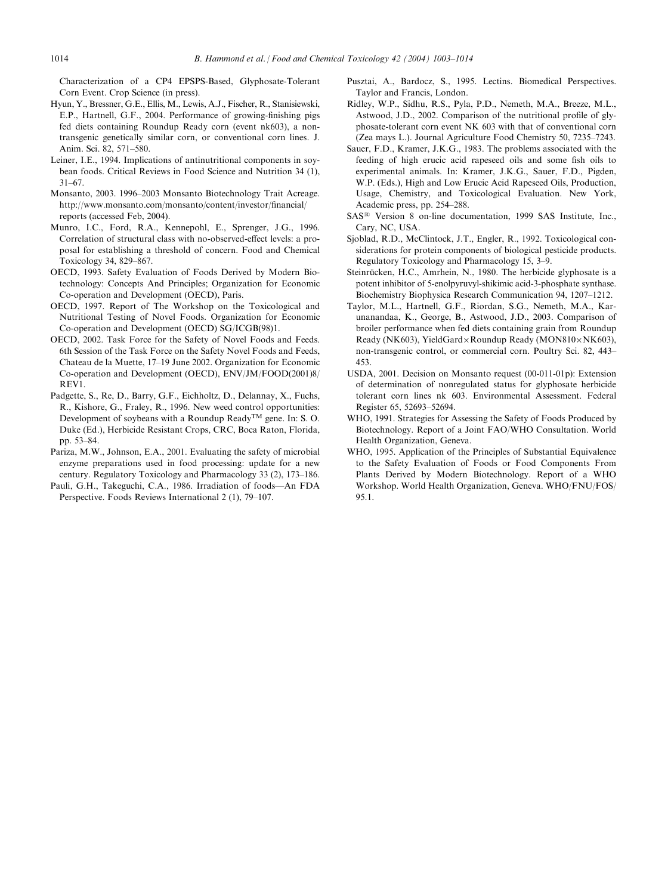Characterization of a CP4 EPSPS-Based, Glyphosate-Tolerant Corn Event. Crop Science (in press).

Hyun, Y., Bressner, G.E., Ellis, M., Lewis, A.J., Fischer, R., Stanisiewski, E.P., Hartnell, G.F., 2004. Performance of growing-finishing pigs fed diets containing Roundup Ready corn (event nk603), a non-transgenic genetically similar corn, or conventional corn lines. J. Anim. Sci. 82, 571–580.

Leiner, I.E., 1994. Implications of antinutritional components in soybean foods. Critical Reviews in Food Science and Nutrition 34 (1), 31–67.

Monsanto, 2003. 1996–2003 Monsanto Biotechnology Trait Acreage. http://www.monsanto.com/monsanto/content/investor/financial/reports (accessed Feb, 2004).

Munro, I.C., Ford, R.A., Kennepohl, E., Sprenger, J.G., 1996. Correlation of structural class with no-observed-effect levels: a proposal for establishing a threshold of concern. Food and Chemical Toxicology 34, 829–867.

OECD, 1993. Safety Evaluation of Foods Derived by Modern Biotechnology: Concepts And Principles; Organization for Economic Co-operation and Development (OECD), Paris.

OECD, 1997. Report of The Workshop on the Toxicological and Nutritional Testing of Novel Foods. Organization for Economic Co-operation and Development (OECD) SG/ICGB(98)1.

OECD, 2002. Task Force for the Safety of Novel Foods and Feeds. 6th Session of the Task Force on the Safety Novel Foods and Feeds, Chateau de la Muette, 17–19 June 2002. Organization for Economic Co-operation and Development (OECD), ENV/JM/FOOD(2001)8/REV1.

Padgette, S., Re, D., Barry, G.F., Eichholtz, D., Delannay, X., Fuchs, R., Kishore, G., Fraley, R., 1996. New weed control opportunities: Development of soybeans with a Roundup Ready™ gene. In: S. O. Duke (Ed.), Herbicide Resistant Crops, CRC, Boca Raton, Florida, pp. 53–84.

Pariza, M.W., Johnson, E.A., 2001. Evaluating the safety of microbial enzyme preparations used in food processing: update for a new century. Regulatory Toxicology and Pharmacology 33 (2), 173–186.

Pauli, G.H., Takeguchi, C.A., 1986. Irradiation of foods—An FDA Perspective. Foods Reviews International 2 (1), 79–107.

Pusztai, A., Bardocz, S., 1995. Lectins. Biomedical Perspectives. Taylor and Francis, London.

Ridley, W.P., Sidhu, R.S., Pyla, P.D., Nemeth, M.A., Breeze, M.L., Astwood, J.D., 2002. Comparison of the nutritional profile of glyphosate-tolerant corn event NK 603 with that of conventional corn (Zea mays L.). Journal Agriculture Food Chemistry 50, 7235–7243.

Sauer, F.D., Kramer, J.K.G., 1983. The problems associated with the feeding of high erucic acid rapeseed oils and some fish oils to experimental animals. In: Kramer, J.K.G., Sauer, F.D., Pigden, W.P. (Eds.), High and Low Erucic Acid Rapeseed Oils, Production, Usage, Chemistry, and Toxicological Evaluation. New York, Academic press, pp. 254–288.

SAS® Version 8 on-line documentation, 1999 SAS Institute, Inc., Cary, NC, USA.

Sjoblad, R.D., McClintock, J.T., Engler, R., 1992. Toxicological considerations for protein components of biological pesticide products. Regulatory Toxicology and Pharmacology 15, 3–9.

Steinrücken, H.C., Amrhein, N., 1980. The herbicide glyphosate is a potent inhibitor of 5-enolpyruvyl-shikimic acid-3-phosphate synthase. Biochemistry Biophysica Research Communication 94, 1207–1212.

Taylor, M.L., Hartnell, G.F., Riordan, S.G., Nemeth, M.A., Karunanandaa, K., George, B., Astwood, J.D., 2003. Comparison of broiler performance when fed diets containing grain from Roundup Ready (NK603), YieldGard×Roundup Ready (MON810×NK603), non-transgenic control, or commercial corn. Poultry Sci. 82, 443–453.

USDA, 2001. Decision on Monsanto request (00-011-01p): Extension of determination of nonregulated status for glyphosate herbicide tolerant corn lines nk 603. Environmental Assessment. Federal Register 65, 52693–52694.

WHO, 1991. Strategies for Assessing the Safety of Foods Produced by Biotechnology. Report of a Joint FAO/WHO Consultation. World Health Organization, Geneva.

WHO, 1995. Application of the Principles of Substantial Equivalence to the Safety Evaluation of Foods or Food Components From Plants Derived by Modern Biotechnology. Report of a WHO Workshop. World Health Organization, Geneva. WHO/FNU/FOS/95.1.